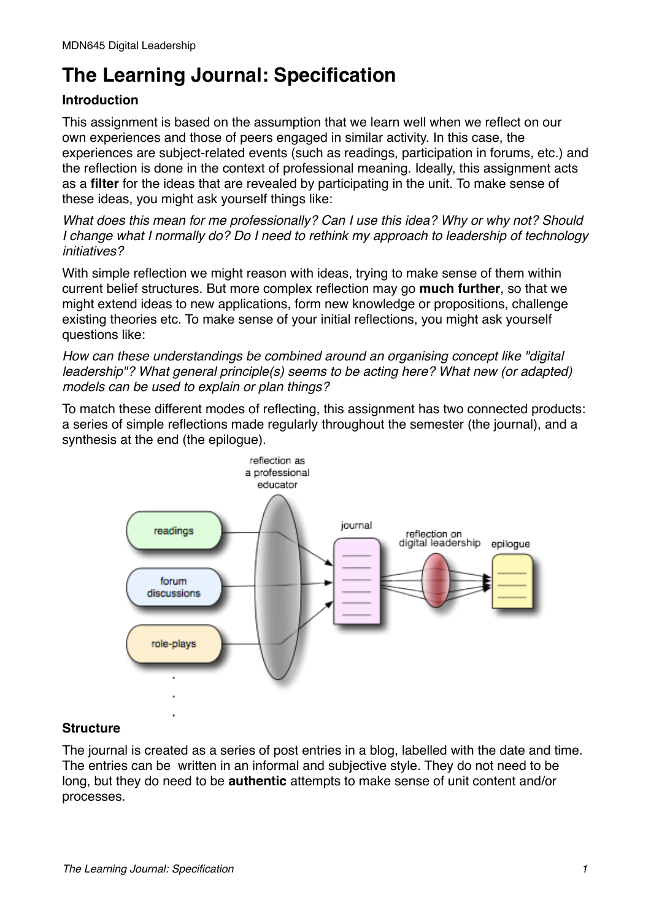# The Learning Journal: Specification

### Introduction

This assignment is based on the assumption that we learn well when we reflect on our own experiences and those of peers engaged in similar activity. In this case, the experiences are subject-related events (such as readings, participation in forums, etc.) and the reflection is done in the context of professional meaning. Ideally, this assignment acts as a **filter** for the ideas that are revealed by participating in the unit. To make sense of these ideas, you might ask yourself things like:

*What does this mean for me professionally? Can I use this idea? Why or why not? Should I change what I normally do? Do I need to rethink my approach to leadership of technology initiatives?*

With simple reflection we might reason with ideas, trying to make sense of them within current belief structures. But more complex reflection may go **much further**, so that we might extend ideas to new applications, form new knowledge or propositions, challenge existing theories etc. To make sense of your initial reflections, you might ask yourself questions like:

*How can these understandings be combined around an organising concept like "digital leadership"? What general principle(s) seems to be acting here? What new (or adapted) models can be used to explain or plan things?*

To match these different modes of reflecting, this assignment has two connected products: a series of simple reflections made regularly throughout the semester (the journal), and a synthesis at the end (the epilogue).

### Structure

The journal is created as a series of post entries in a blog, labelled with the date and time. The entries can be written in an informal and subjective style. They do not need to be long, but they do need to be **authentic** attempts to make sense of unit content and/or processes.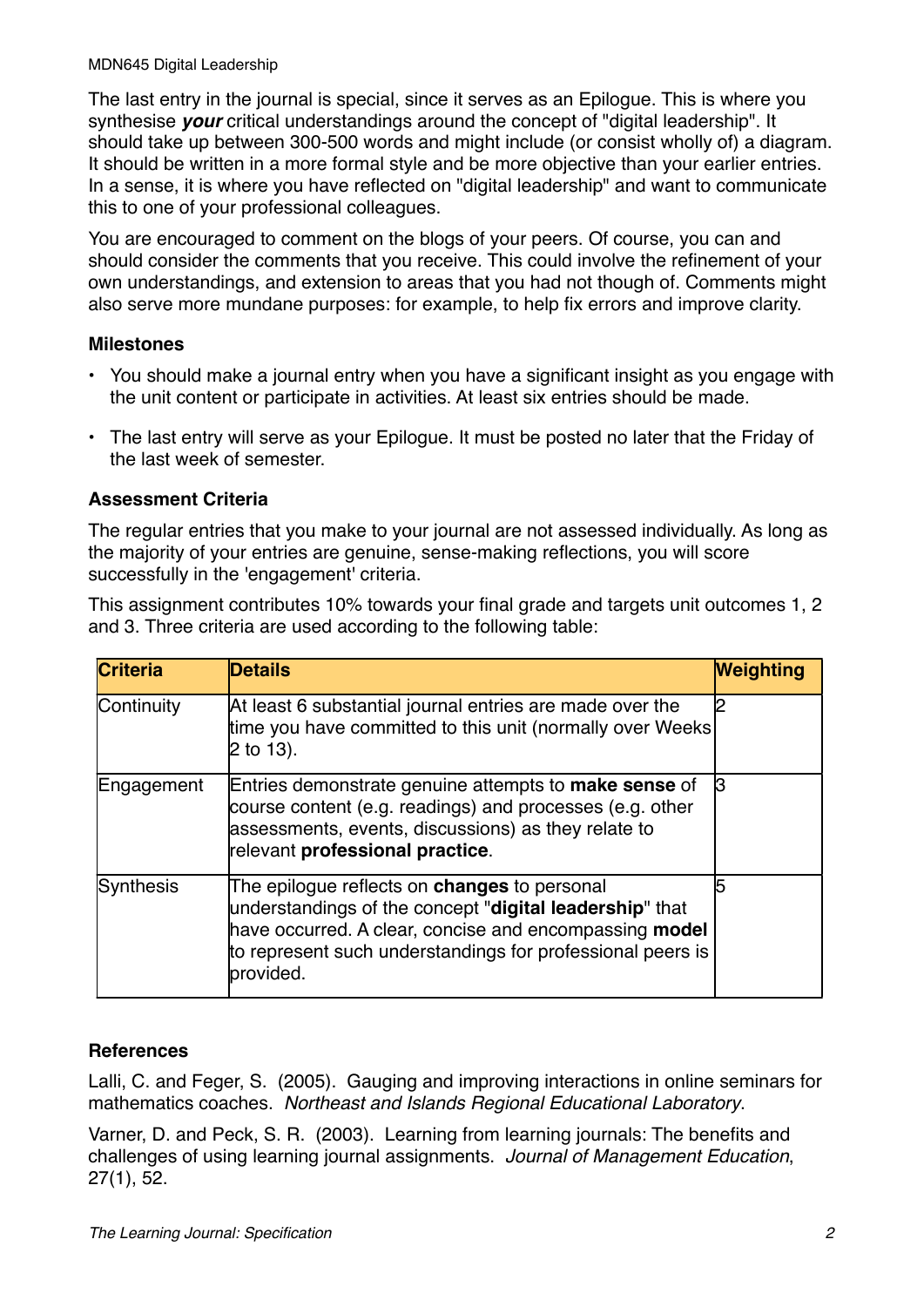The last entry in the journal is special, since it serves as an Epilogue. This is where you synthesise ***your*** critical understandings around the concept of "digital leadership". It should take up between 300-500 words and might include (or consist wholly of) a diagram. It should be written in a more formal style and be more objective than your earlier entries. In a sense, it is where you have reflected on "digital leadership" and want to communicate this to one of your professional colleagues.

You are encouraged to comment on the blogs of your peers. Of course, you can and should consider the comments that you receive. This could involve the refinement of your own understandings, and extension to areas that you had not though of. Comments might also serve more mundane purposes: for example, to help fix errors and improve clarity.

### Milestones

- You should make a journal entry when you have a significant insight as you engage with the unit content or participate in activities. At least six entries should be made.
- The last entry will serve as your Epilogue. It must be posted no later that the Friday of the last week of semester.

### Assessment Criteria

The regular entries that you make to your journal are not assessed individually. As long as the majority of your entries are genuine, sense-making reflections, you will score successfully in the 'engagement' criteria.

This assignment contributes 10% towards your final grade and targets unit outcomes 1, 2 and 3. Three criteria are used according to the following table:

| Criteria | Details | Weighting |
|---|---|---|
| Continuity | At least 6 substantial journal entries are made over the time you have committed to this unit (normally over Weeks 2 to 13). | 2 |
| Engagement | Entries demonstrate genuine attempts to **make sense** of course content (e.g. readings) and processes (e.g. other assessments, events, discussions) as they relate to relevant **professional practice**. | 3 |
| Synthesis | The epilogue reflects on **changes** to personal understandings of the concept "**digital leadership**" that have occurred. A clear, concise and encompassing **model** to represent such understandings for professional peers is provided. | 5 |

### References

Lalli, C. and Feger, S. (2005). Gauging and improving interactions in online seminars for mathematics coaches. *Northeast and Islands Regional Educational Laboratory*.

Varner, D. and Peck, S. R. (2003). Learning from learning journals: The benefits and challenges of using learning journal assignments. *Journal of Management Education*, 27(1), 52.